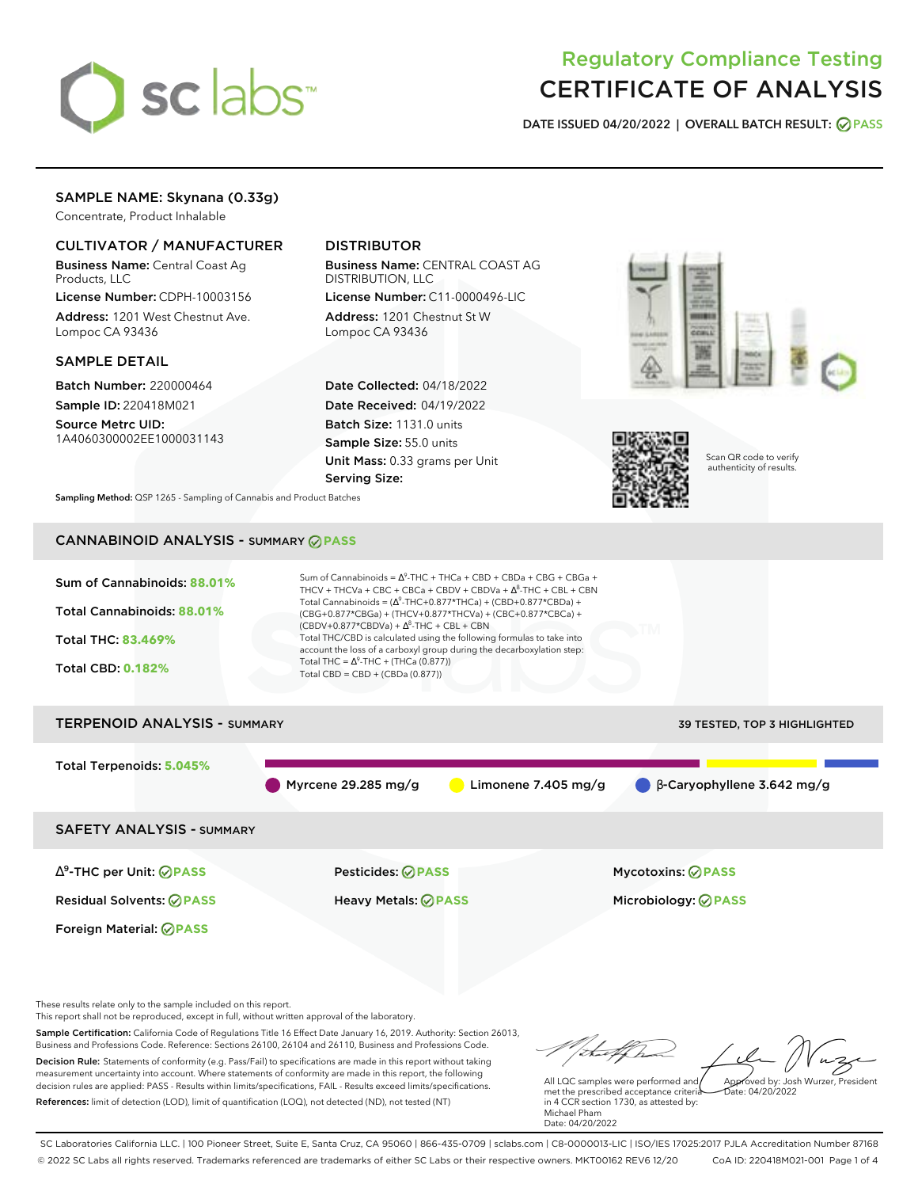# Regulatory Compliance Testing
# CERTIFICATE OF ANALYSIS

**DATE ISSUED 04/20/2022 | OVERALL BATCH RESULT: PASS**

## SAMPLE NAME: Skynana (0.33g)

Concentrate, Product Inhalable

### CULTIVATOR / MANUFACTURER

**Business Name:** Central Coast Ag Products, LLC

**License Number:** CDPH-10003156

**Address:** 1201 West Chestnut Ave. Lompoc CA 93436

### DISTRIBUTOR

**Business Name:** CENTRAL COAST AG DISTRIBUTION, LLC

**License Number:** C11-0000496-LIC

**Address:** 1201 Chestnut St W Lompoc CA 93436

### SAMPLE DETAIL

**Batch Number:** 220000464

**Sample ID:** 220418M021

**Source Metrc UID:** 1A4060300002EE1000031143

**Date Collected:** 04/18/2022

**Date Received:** 04/19/2022

**Batch Size:** 1131.0 units

**Sample Size:** 55.0 units

**Unit Mass:** 0.33 grams per Unit

**Serving Size:**

Scan QR code to verify authenticity of results.

**Sampling Method:** QSP 1265 - Sampling of Cannabis and Product Batches

## CANNABINOID ANALYSIS - SUMMARY PASS

**Sum of Cannabinoids:** 88.01%

**Total Cannabinoids:** 88.01%

**Total THC:** 83.469%

**Total CBD:** 0.182%

Sum of Cannabinoids = $\Delta^9$-THC + THCa + CBD + CBDa + CBG + CBGa + THCV + THCVa + CBC + CBCa + CBDV + CBDVa + $\Delta^8$-THC + CBL + CBN

Total Cannabinoids = ($\Delta^9$-THC+0.877\*THCa) + (CBD+0.877\*CBDa) + (CBG+0.877\*CBGa) + (THCV+0.877\*THCVa) + (CBC+0.877\*CBCa) + (CBDV+0.877\*CBDVa) + $\Delta^8$-THC + CBL + CBN

Total THC/CBD is calculated using the following formulas to take into account the loss of a carboxyl group during the decarboxylation step:

Total THC = $\Delta^9$-THC + (THCa (0.877))

Total CBD = CBD + (CBDa (0.877))

## TERPENOID ANALYSIS - SUMMARY

39 TESTED, TOP 3 HIGHLIGHTED

**Total Terpenoids:** 5.045%

- Myrcene 29.285 mg/g
- Limonene 7.405 mg/g
- β-Caryophyllene 3.642 mg/g

## SAFETY ANALYSIS - SUMMARY

| | | |
|---|---|---|
| $\Delta^9$-THC per Unit: PASS | Pesticides: PASS | Mycotoxins: PASS |
| Residual Solvents: PASS | Heavy Metals: PASS | Microbiology: PASS |
| Foreign Material: PASS | | |

These results relate only to the sample included on this report.
This report shall not be reproduced, except in full, without written approval of the laboratory.

**Sample Certification:** California Code of Regulations Title 16 Effect Date January 16, 2019. Authority: Section 26013, Business and Professions Code. Reference: Sections 26100, 26104 and 26110, Business and Professions Code.

**Decision Rule:** Statements of conformity (e.g. Pass/Fail) to specifications are made in this report without taking measurement uncertainty into account. Where statements of conformity are made in this report, the following decision rules are applied: PASS - Results within limits/specifications, FAIL - Results exceed limits/specifications.

**References:** limit of detection (LOD), limit of quantification (LOQ), not detected (ND), not tested (NT)

All LQC samples were performed and met the prescribed acceptance criteria in 4 CCR section 1730, as attested by: Michael Pham
Date: 04/20/2022

Approved by: Josh Wurzer, President
Date: 04/20/2022

SC Laboratories California LLC. | 100 Pioneer Street, Suite E, Santa Cruz, CA 95060 | 866-435-0709 | sclabs.com | C8-0000013-LIC | ISO/IES 17025:2017 PJLA Accreditation Number 87168
© 2022 SC Labs all rights reserved. Trademarks referenced are trademarks of either SC Labs or their respective owners. MKT00162 REV6 12/20 CoA ID: 220418M021-001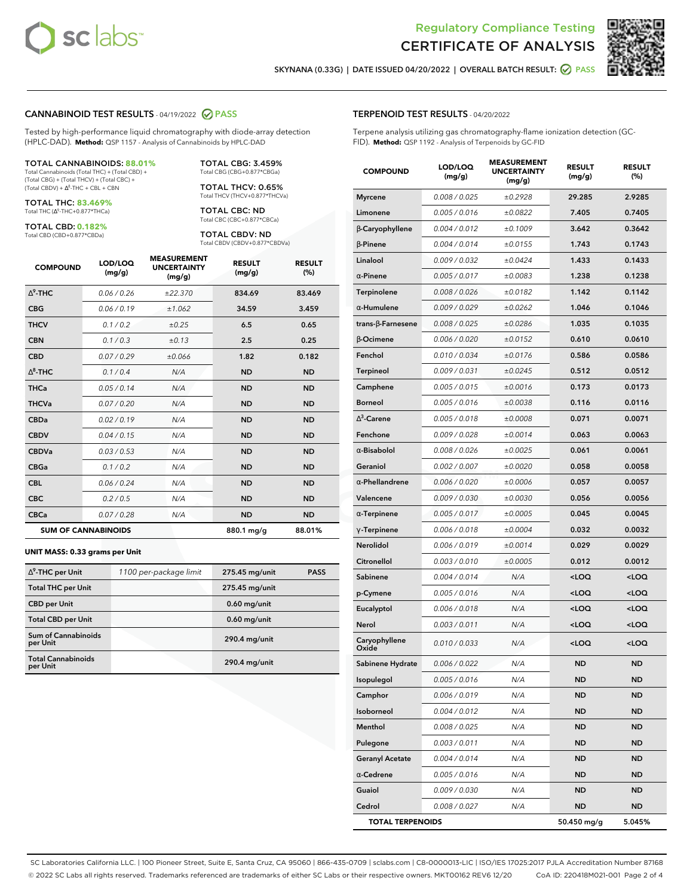Regulatory Compliance Testing
# CERTIFICATE OF ANALYSIS

SKYNANA (0.33G) | DATE ISSUED 04/20/2022 | OVERALL BATCH RESULT: PASS

## CANNABINOID TEST RESULTS - 04/19/2022 PASS

Tested by high-performance liquid chromatography with diode-array detection (HPLC-DAD). **Method:** QSP 1157 - Analysis of Cannabinoids by HPLC-DAD

**TOTAL CANNABINOIDS: 88.01%**
Total Cannabinoids (Total THC) + (Total CBD) + (Total CBG) + (Total THCV) + (Total CBC) + (Total CBDV) + Δ8-THC + CBL + CBN

**TOTAL THC: 83.469%**
Total THC (Δ9-THC+0.877*THCa)

**TOTAL CBD: 0.182%**
Total CBD (CBD+0.877*CBDa)

**TOTAL CBG: 3.459%**
Total CBG (CBG+0.877*CBGa)

**TOTAL THCV: 0.65%**
Total THCV (THCV+0.877*THCVa)

**TOTAL CBC: ND**
Total CBC (CBC+0.877*CBCa)

**TOTAL CBDV: ND**
Total CBDV (CBDV+0.877*CBDVa)

| COMPOUND | LOD/LOQ (mg/g) | MEASUREMENT UNCERTAINTY (mg/g) | RESULT (mg/g) | RESULT (%) |
|---|---|---|---|---|
| Δ9-THC | 0.06 / 0.26 | ±22.370 | 834.69 | 83.469 |
| CBG | 0.06 / 0.19 | ±1.062 | 34.59 | 3.459 |
| THCV | 0.1 / 0.2 | ±0.25 | 6.5 | 0.65 |
| CBN | 0.1 / 0.3 | ±0.13 | 2.5 | 0.25 |
| CBD | 0.07 / 0.29 | ±0.066 | 1.82 | 0.182 |
| Δ8-THC | 0.1 / 0.4 | N/A | ND | ND |
| THCa | 0.05 / 0.14 | N/A | ND | ND |
| THCVa | 0.07 / 0.20 | N/A | ND | ND |
| CBDa | 0.02 / 0.19 | N/A | ND | ND |
| CBDV | 0.04 / 0.15 | N/A | ND | ND |
| CBDVa | 0.03 / 0.53 | N/A | ND | ND |
| CBGa | 0.1 / 0.2 | N/A | ND | ND |
| CBL | 0.06 / 0.24 | N/A | ND | ND |
| CBC | 0.2 / 0.5 | N/A | ND | ND |
| CBCa | 0.07 / 0.28 | N/A | ND | ND |
| **SUM OF CANNABINOIDS** | | | 880.1 mg/g | 88.01% |

**UNIT MASS: 0.33 grams per Unit**

| | | | |
|---|---|---|---|
| Δ9-THC per Unit | 1100 per-package limit | 275.45 mg/unit | PASS |
| Total THC per Unit | | 275.45 mg/unit | |
| CBD per Unit | | 0.60 mg/unit | |
| Total CBD per Unit | | 0.60 mg/unit | |
| Sum of Cannabinoids per Unit | | 290.4 mg/unit | |
| Total Cannabinoids per Unit | | 290.4 mg/unit | |

## TERPENOID TEST RESULTS - 04/20/2022

Terpene analysis utilizing gas chromatography-flame ionization detection (GC-FID). **Method:** QSP 1192 - Analysis of Terpenoids by GC-FID

| COMPOUND | LOD/LOQ (mg/g) | MEASUREMENT UNCERTAINTY (mg/g) | RESULT (mg/g) | RESULT (%) |
|---|---|---|---|---|
| Myrcene | 0.008 / 0.025 | ±0.2928 | 29.285 | 2.9285 |
| Limonene | 0.005 / 0.016 | ±0.0822 | 7.405 | 0.7405 |
| β-Caryophyllene | 0.004 / 0.012 | ±0.1009 | 3.642 | 0.3642 |
| β-Pinene | 0.004 / 0.014 | ±0.0155 | 1.743 | 0.1743 |
| Linalool | 0.009 / 0.032 | ±0.0424 | 1.433 | 0.1433 |
| α-Pinene | 0.005 / 0.017 | ±0.0083 | 1.238 | 0.1238 |
| Terpinolene | 0.008 / 0.026 | ±0.0182 | 1.142 | 0.1142 |
| α-Humulene | 0.009 / 0.029 | ±0.0262 | 1.046 | 0.1046 |
| trans-β-Farnesene | 0.008 / 0.025 | ±0.0286 | 1.035 | 0.1035 |
| β-Ocimene | 0.006 / 0.020 | ±0.0152 | 0.610 | 0.0610 |
| Fenchol | 0.010 / 0.034 | ±0.0176 | 0.586 | 0.0586 |
| Terpineol | 0.009 / 0.031 | ±0.0245 | 0.512 | 0.0512 |
| Camphene | 0.005 / 0.015 | ±0.0016 | 0.173 | 0.0173 |
| Borneol | 0.005 / 0.016 | ±0.0038 | 0.116 | 0.0116 |
| Δ3-Carene | 0.005 / 0.018 | ±0.0008 | 0.071 | 0.0071 |
| Fenchone | 0.009 / 0.028 | ±0.0014 | 0.063 | 0.0063 |
| α-Bisabolol | 0.008 / 0.026 | ±0.0025 | 0.061 | 0.0061 |
| Geraniol | 0.002 / 0.007 | ±0.0020 | 0.058 | 0.0058 |
| α-Phellandrene | 0.006 / 0.020 | ±0.0006 | 0.057 | 0.0057 |
| Valencene | 0.009 / 0.030 | ±0.0030 | 0.056 | 0.0056 |
| α-Terpinene | 0.005 / 0.017 | ±0.0005 | 0.045 | 0.0045 |
| γ-Terpinene | 0.006 / 0.018 | ±0.0004 | 0.032 | 0.0032 |
| Nerolidol | 0.006 / 0.019 | ±0.0014 | 0.029 | 0.0029 |
| Citronellol | 0.003 / 0.010 | ±0.0005 | 0.012 | 0.0012 |
| Sabinene | 0.004 / 0.014 | N/A | <LOQ | <LOQ |
| p-Cymene | 0.005 / 0.016 | N/A | <LOQ | <LOQ |
| Eucalyptol | 0.006 / 0.018 | N/A | <LOQ | <LOQ |
| Nerol | 0.003 / 0.011 | N/A | <LOQ | <LOQ |
| Caryophyllene Oxide | 0.010 / 0.033 | N/A | <LOQ | <LOQ |
| Sabinene Hydrate | 0.006 / 0.022 | N/A | ND | ND |
| Isopulegol | 0.005 / 0.016 | N/A | ND | ND |
| Camphor | 0.006 / 0.019 | N/A | ND | ND |
| Isoborneol | 0.004 / 0.012 | N/A | ND | ND |
| Menthol | 0.008 / 0.025 | N/A | ND | ND |
| Pulegone | 0.003 / 0.011 | N/A | ND | ND |
| Geranyl Acetate | 0.004 / 0.014 | N/A | ND | ND |
| α-Cedrene | 0.005 / 0.016 | N/A | ND | ND |
| Guaiol | 0.009 / 0.030 | N/A | ND | ND |
| Cedrol | 0.008 / 0.027 | N/A | ND | ND |
| **TOTAL TERPENOIDS** | | | 50.450 mg/g | 5.045% |

SC Laboratories California LLC. | 100 Pioneer Street, Suite E, Santa Cruz, CA 95060 | 866-435-0709 | sclabs.com | C8-0000013-LIC | ISO/IES 17025:2017 PJLA Accreditation Number 87168
© 2022 SC Labs all rights reserved. Trademarks referenced are trademarks of either SC Labs or their respective owners. MKT00162 REV6 12/20 CoA ID: 220418M021-001